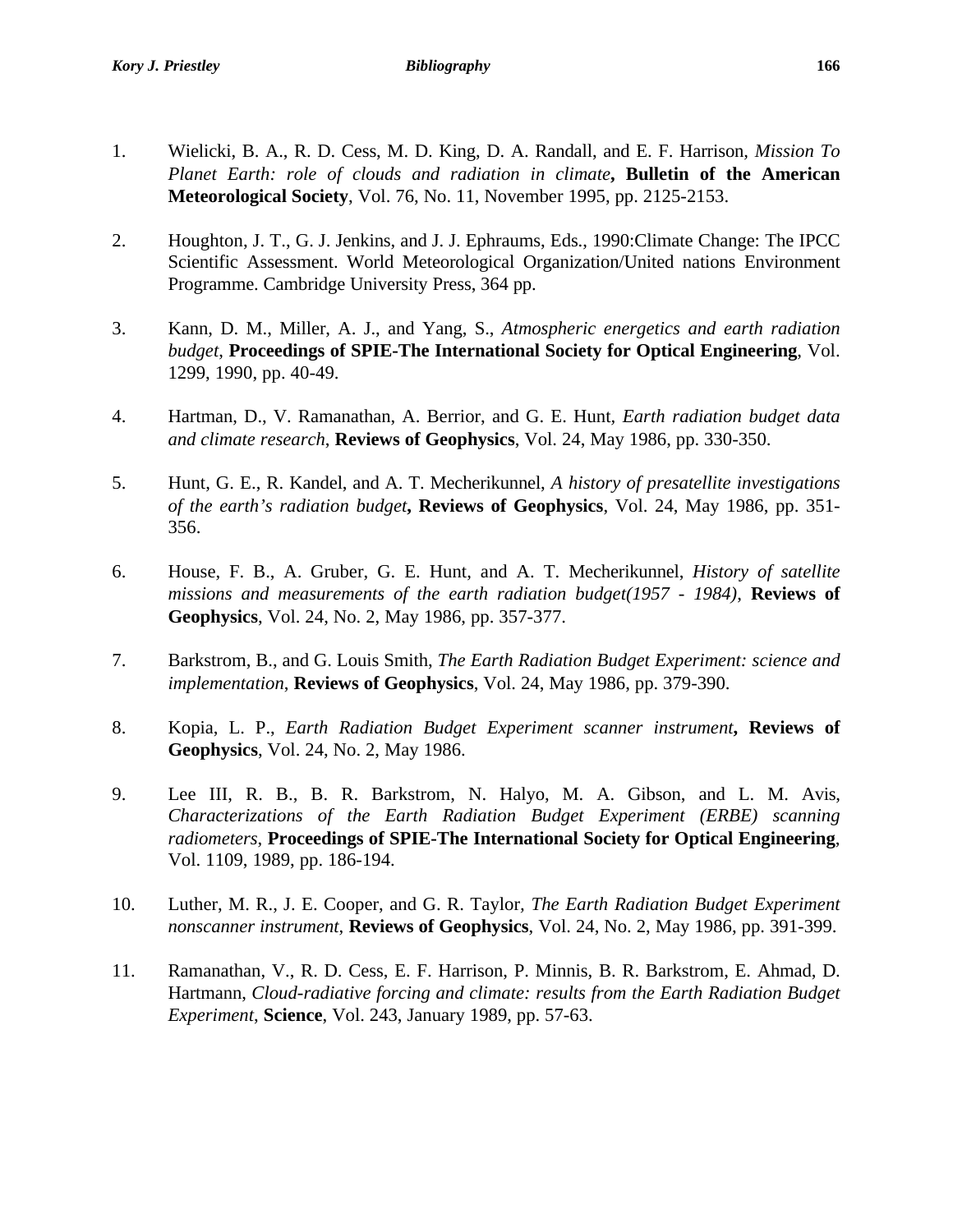1. Wielicki, B. A., R. D. Cess, M. D. King, D. A. Randall, and E. F. Harrison, *Mission To Planet Earth: role of clouds and radiation in climate*, **Bulletin of the American Meteorological Society**, Vol. 76, No. 11, November 1995, pp. 2125-2153.

2. Houghton, J. T., G. J. Jenkins, and J. J. Ephraums, Eds., 1990:Climate Change: The IPCC Scientific Assessment. World Meteorological Organization/United nations Environment Programme. Cambridge University Press, 364 pp.

3. Kann, D. M., Miller, A. J., and Yang, S., *Atmospheric energetics and earth radiation budget*, **Proceedings of SPIE-The International Society for Optical Engineering**, Vol. 1299, 1990, pp. 40-49.

4. Hartman, D., V. Ramanathan, A. Berrior, and G. E. Hunt, *Earth radiation budget data and climate research*, **Reviews of Geophysics**, Vol. 24, May 1986, pp. 330-350.

5. Hunt, G. E., R. Kandel, and A. T. Mecherikunnel, *A history of presatellite investigations of the earth's radiation budget*, **Reviews of Geophysics**, Vol. 24, May 1986, pp. 351-356.

6. House, F. B., A. Gruber, G. E. Hunt, and A. T. Mecherikunnel, *History of satellite missions and measurements of the earth radiation budget(1957 - 1984)*, **Reviews of Geophysics**, Vol. 24, No. 2, May 1986, pp. 357-377.

7. Barkstrom, B., and G. Louis Smith, *The Earth Radiation Budget Experiment: science and implementation*, **Reviews of Geophysics**, Vol. 24, May 1986, pp. 379-390.

8. Kopia, L. P., *Earth Radiation Budget Experiment scanner instrument*, **Reviews of Geophysics**, Vol. 24, No. 2, May 1986.

9. Lee III, R. B., B. R. Barkstrom, N. Halyo, M. A. Gibson, and L. M. Avis, *Characterizations of the Earth Radiation Budget Experiment (ERBE) scanning radiometers*, **Proceedings of SPIE-The International Society for Optical Engineering**, Vol. 1109, 1989, pp. 186-194.

10. Luther, M. R., J. E. Cooper, and G. R. Taylor, *The Earth Radiation Budget Experiment nonscanner instrument*, **Reviews of Geophysics**, Vol. 24, No. 2, May 1986, pp. 391-399.

11. Ramanathan, V., R. D. Cess, E. F. Harrison, P. Minnis, B. R. Barkstrom, E. Ahmad, D. Hartmann, *Cloud-radiative forcing and climate: results from the Earth Radiation Budget Experiment*, **Science**, Vol. 243, January 1989, pp. 57-63.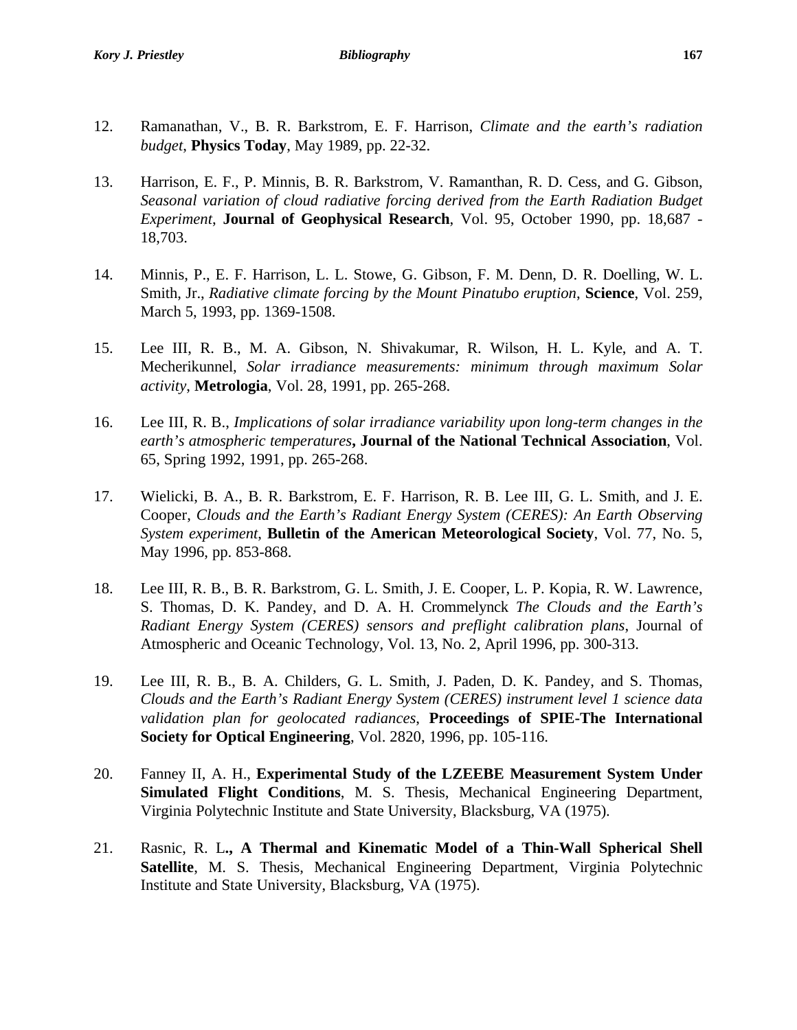12. Ramanathan, V., B. R. Barkstrom, E. F. Harrison, *Climate and the earth's radiation budget*, **Physics Today**, May 1989, pp. 22-32.

13. Harrison, E. F., P. Minnis, B. R. Barkstrom, V. Ramanthan, R. D. Cess, and G. Gibson, *Seasonal variation of cloud radiative forcing derived from the Earth Radiation Budget Experiment*, **Journal of Geophysical Research**, Vol. 95, October 1990, pp. 18,687 - 18,703.

14. Minnis, P., E. F. Harrison, L. L. Stowe, G. Gibson, F. M. Denn, D. R. Doelling, W. L. Smith, Jr., *Radiative climate forcing by the Mount Pinatubo eruption*, **Science**, Vol. 259, March 5, 1993, pp. 1369-1508.

15. Lee III, R. B., M. A. Gibson, N. Shivakumar, R. Wilson, H. L. Kyle, and A. T. Mecherikunnel, *Solar irradiance measurements: minimum through maximum Solar activity*, **Metrologia**, Vol. 28, 1991, pp. 265-268.

16. Lee III, R. B., *Implications of solar irradiance variability upon long-term changes in the earth's atmospheric temperatures***, Journal of the National Technical Association**, Vol. 65, Spring 1992, 1991, pp. 265-268.

17. Wielicki, B. A., B. R. Barkstrom, E. F. Harrison, R. B. Lee III, G. L. Smith, and J. E. Cooper, *Clouds and the Earth's Radiant Energy System (CERES): An Earth Observing System experiment*, **Bulletin of the American Meteorological Society**, Vol. 77, No. 5, May 1996, pp. 853-868.

18. Lee III, R. B., B. R. Barkstrom, G. L. Smith, J. E. Cooper, L. P. Kopia, R. W. Lawrence, S. Thomas, D. K. Pandey, and D. A. H. Crommelynck *The Clouds and the Earth's Radiant Energy System (CERES) sensors and preflight calibration plans*, Journal of Atmospheric and Oceanic Technology, Vol. 13, No. 2, April 1996, pp. 300-313.

19. Lee III, R. B., B. A. Childers, G. L. Smith, J. Paden, D. K. Pandey, and S. Thomas, *Clouds and the Earth's Radiant Energy System (CERES) instrument level 1 science data validation plan for geolocated radiances*, **Proceedings of SPIE-The International Society for Optical Engineering**, Vol. 2820, 1996, pp. 105-116.

20. Fanney II, A. H., **Experimental Study of the LZEEBE Measurement System Under Simulated Flight Conditions**, M. S. Thesis, Mechanical Engineering Department, Virginia Polytechnic Institute and State University, Blacksburg, VA (1975).

21. Rasnic, R. L**., A Thermal and Kinematic Model of a Thin-Wall Spherical Shell Satellite**, M. S. Thesis, Mechanical Engineering Department, Virginia Polytechnic Institute and State University, Blacksburg, VA (1975).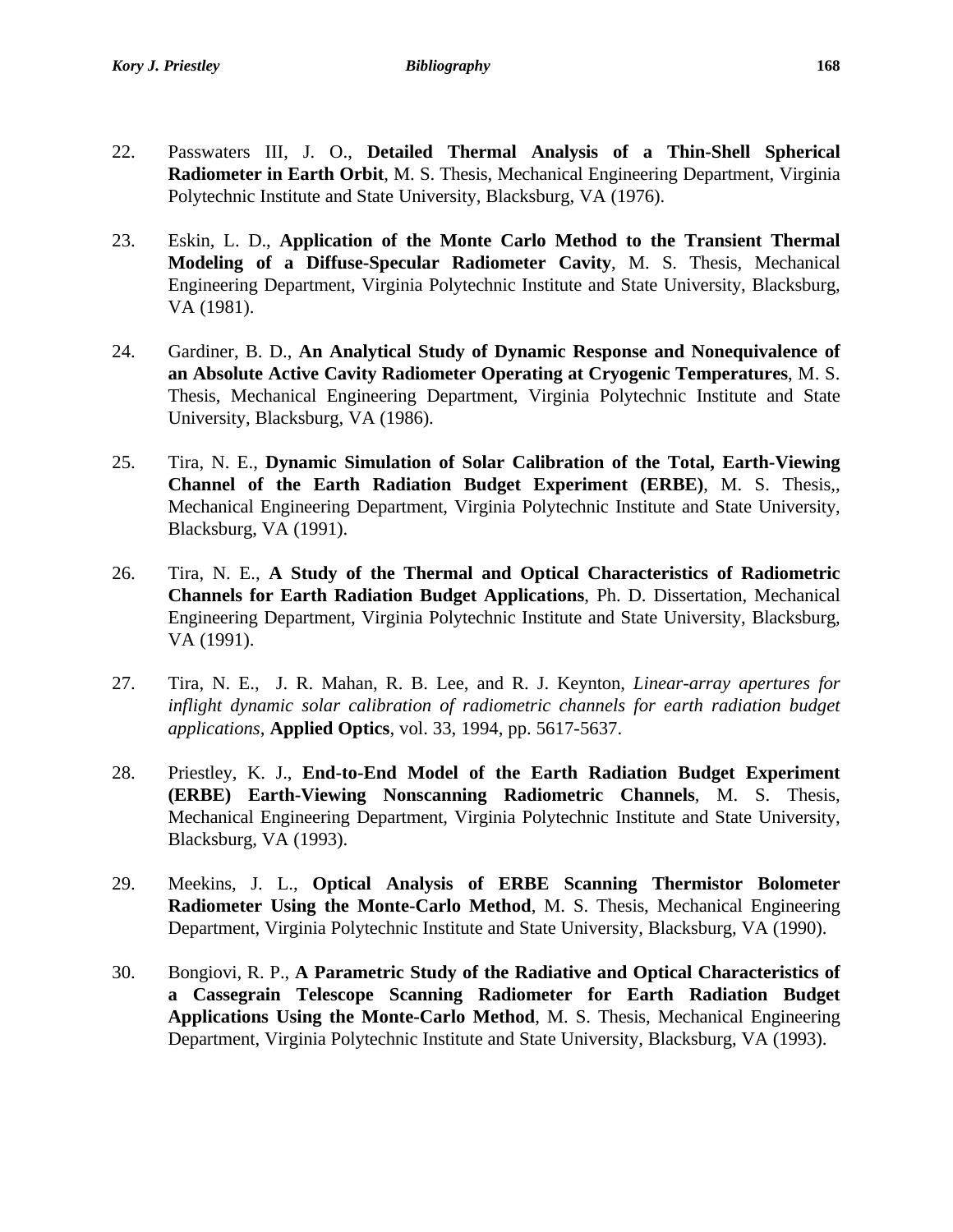22. Passwaters III, J. O., **Detailed Thermal Analysis of a Thin-Shell Spherical Radiometer in Earth Orbit**, M. S. Thesis, Mechanical Engineering Department, Virginia Polytechnic Institute and State University, Blacksburg, VA (1976).

23. Eskin, L. D., **Application of the Monte Carlo Method to the Transient Thermal Modeling of a Diffuse-Specular Radiometer Cavity**, M. S. Thesis, Mechanical Engineering Department, Virginia Polytechnic Institute and State University, Blacksburg, VA (1981).

24. Gardiner, B. D., **An Analytical Study of Dynamic Response and Nonequivalence of an Absolute Active Cavity Radiometer Operating at Cryogenic Temperatures**, M. S. Thesis, Mechanical Engineering Department, Virginia Polytechnic Institute and State University, Blacksburg, VA (1986).

25. Tira, N. E., **Dynamic Simulation of Solar Calibration of the Total, Earth-Viewing Channel of the Earth Radiation Budget Experiment (ERBE)**, M. S. Thesis,, Mechanical Engineering Department, Virginia Polytechnic Institute and State University, Blacksburg, VA (1991).

26. Tira, N. E., **A Study of the Thermal and Optical Characteristics of Radiometric Channels for Earth Radiation Budget Applications**, Ph. D. Dissertation, Mechanical Engineering Department, Virginia Polytechnic Institute and State University, Blacksburg, VA (1991).

27. Tira, N. E., J. R. Mahan, R. B. Lee, and R. J. Keynton, *Linear-array apertures for inflight dynamic solar calibration of radiometric channels for earth radiation budget applications*, **Applied Optics**, vol. 33, 1994, pp. 5617-5637.

28. Priestley, K. J., **End-to-End Model of the Earth Radiation Budget Experiment (ERBE) Earth-Viewing Nonscanning Radiometric Channels**, M. S. Thesis, Mechanical Engineering Department, Virginia Polytechnic Institute and State University, Blacksburg, VA (1993).

29. Meekins, J. L., **Optical Analysis of ERBE Scanning Thermistor Bolometer Radiometer Using the Monte-Carlo Method**, M. S. Thesis, Mechanical Engineering Department, Virginia Polytechnic Institute and State University, Blacksburg, VA (1990).

30. Bongiovi, R. P., **A Parametric Study of the Radiative and Optical Characteristics of a Cassegrain Telescope Scanning Radiometer for Earth Radiation Budget Applications Using the Monte-Carlo Method**, M. S. Thesis, Mechanical Engineering Department, Virginia Polytechnic Institute and State University, Blacksburg, VA (1993).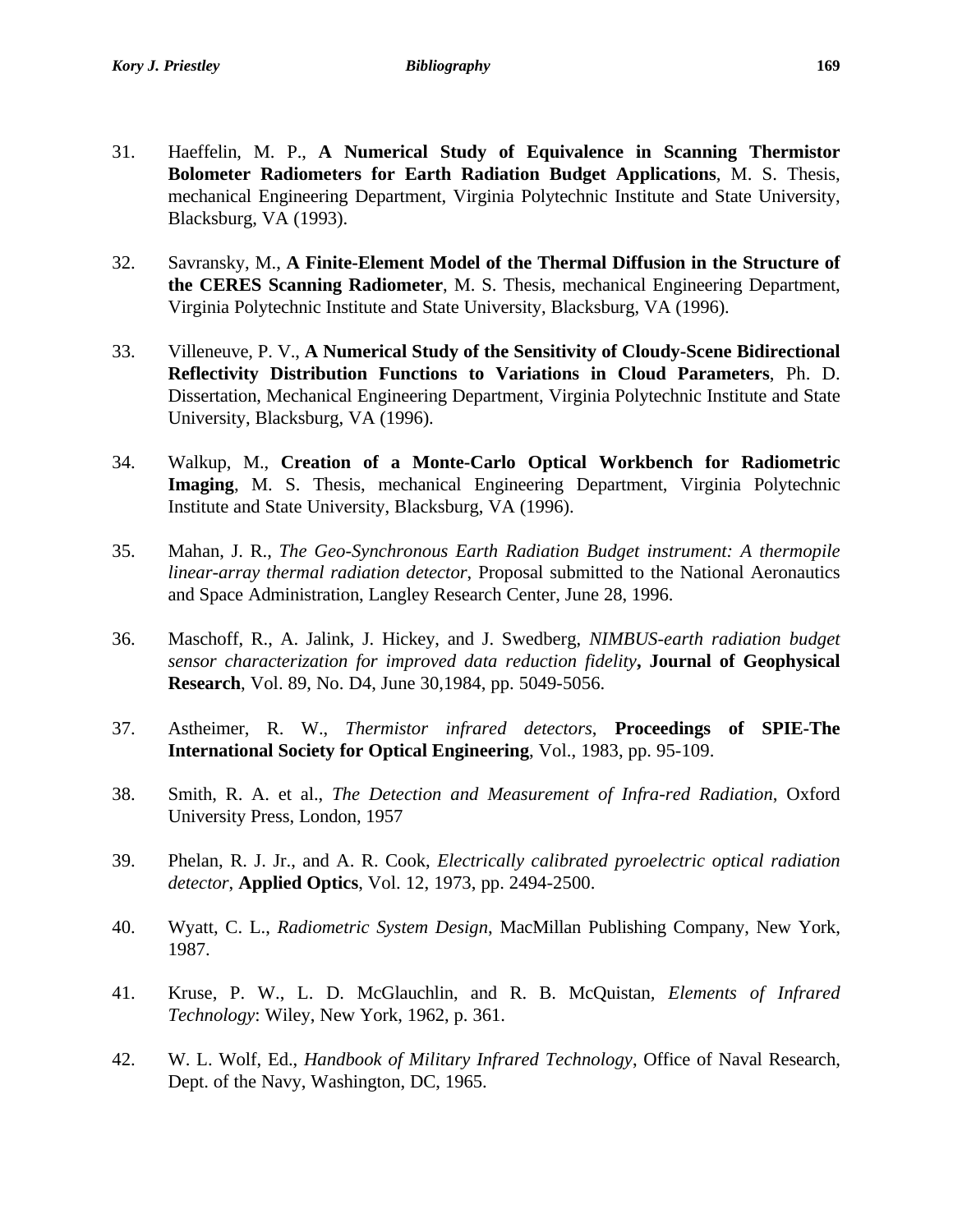31. Haeffelin, M. P., **A Numerical Study of Equivalence in Scanning Thermistor Bolometer Radiometers for Earth Radiation Budget Applications**, M. S. Thesis, mechanical Engineering Department, Virginia Polytechnic Institute and State University, Blacksburg, VA (1993).

32. Savransky, M., **A Finite-Element Model of the Thermal Diffusion in the Structure of the CERES Scanning Radiometer**, M. S. Thesis, mechanical Engineering Department, Virginia Polytechnic Institute and State University, Blacksburg, VA (1996).

33. Villeneuve, P. V., **A Numerical Study of the Sensitivity of Cloudy-Scene Bidirectional Reflectivity Distribution Functions to Variations in Cloud Parameters**, Ph. D. Dissertation, Mechanical Engineering Department, Virginia Polytechnic Institute and State University, Blacksburg, VA (1996).

34. Walkup, M., **Creation of a Monte-Carlo Optical Workbench for Radiometric Imaging**, M. S. Thesis, mechanical Engineering Department, Virginia Polytechnic Institute and State University, Blacksburg, VA (1996).

35. Mahan, J. R., *The Geo-Synchronous Earth Radiation Budget instrument: A thermopile linear-array thermal radiation detector*, Proposal submitted to the National Aeronautics and Space Administration, Langley Research Center, June 28, 1996.

36. Maschoff, R., A. Jalink, J. Hickey, and J. Swedberg, *NIMBUS-earth radiation budget sensor characterization for improved data reduction fidelity*, **Journal of Geophysical Research**, Vol. 89, No. D4, June 30,1984, pp. 5049-5056.

37. Astheimer, R. W., *Thermistor infrared detectors*, **Proceedings of SPIE-The International Society for Optical Engineering**, Vol., 1983, pp. 95-109.

38. Smith, R. A. et al., *The Detection and Measurement of Infra-red Radiation*, Oxford University Press, London, 1957

39. Phelan, R. J. Jr., and A. R. Cook, *Electrically calibrated pyroelectric optical radiation detector*, **Applied Optics**, Vol. 12, 1973, pp. 2494-2500.

40. Wyatt, C. L., *Radiometric System Design*, MacMillan Publishing Company, New York, 1987.

41. Kruse, P. W., L. D. McGlauchlin, and R. B. McQuistan, *Elements of Infrared Technology*: Wiley, New York, 1962, p. 361.

42. W. L. Wolf, Ed., *Handbook of Military Infrared Technology*, Office of Naval Research, Dept. of the Navy, Washington, DC, 1965.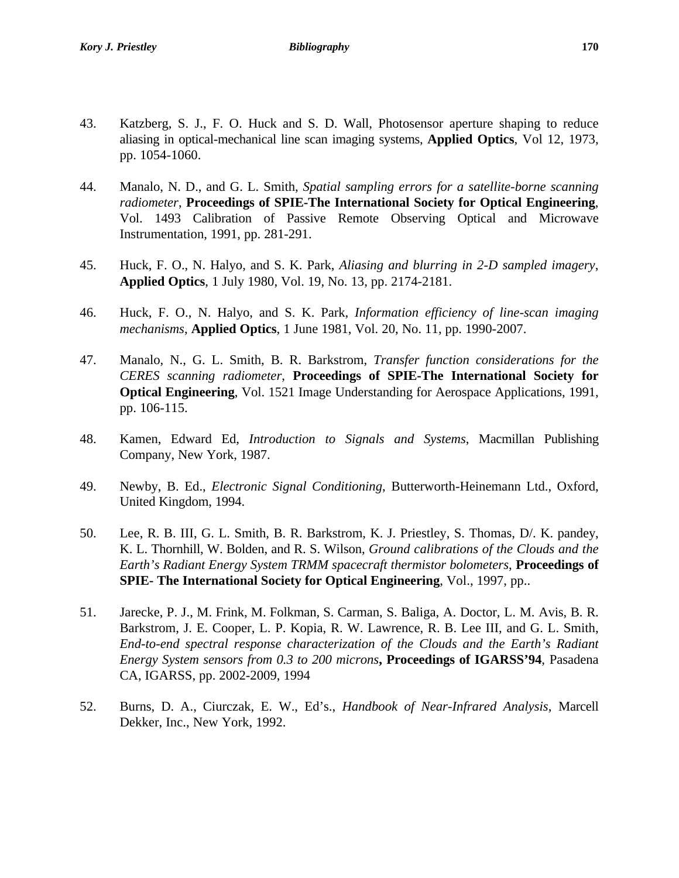43. Katzberg, S. J., F. O. Huck and S. D. Wall, Photosensor aperture shaping to reduce aliasing in optical-mechanical line scan imaging systems, **Applied Optics**, Vol 12, 1973, pp. 1054-1060.

44. Manalo, N. D., and G. L. Smith, *Spatial sampling errors for a satellite-borne scanning radiometer*, **Proceedings of SPIE-The International Society for Optical Engineering**, Vol. 1493 Calibration of Passive Remote Observing Optical and Microwave Instrumentation, 1991, pp. 281-291.

45. Huck, F. O., N. Halyo, and S. K. Park, *Aliasing and blurring in 2-D sampled imagery*, **Applied Optics**, 1 July 1980, Vol. 19, No. 13, pp. 2174-2181.

46. Huck, F. O., N. Halyo, and S. K. Park, *Information efficiency of line-scan imaging mechanisms*, **Applied Optics**, 1 June 1981, Vol. 20, No. 11, pp. 1990-2007.

47. Manalo, N., G. L. Smith, B. R. Barkstrom, *Transfer function considerations for the CERES scanning radiometer*, **Proceedings of SPIE-The International Society for Optical Engineering**, Vol. 1521 Image Understanding for Aerospace Applications, 1991, pp. 106-115.

48. Kamen, Edward Ed, *Introduction to Signals and Systems*, Macmillan Publishing Company, New York, 1987.

49. Newby, B. Ed., *Electronic Signal Conditioning*, Butterworth-Heinemann Ltd., Oxford, United Kingdom, 1994.

50. Lee, R. B. III, G. L. Smith, B. R. Barkstrom, K. J. Priestley, S. Thomas, D/. K. pandey, K. L. Thornhill, W. Bolden, and R. S. Wilson, *Ground calibrations of the Clouds and the Earth's Radiant Energy System TRMM spacecraft thermistor bolometers*, **Proceedings of SPIE- The International Society for Optical Engineering**, Vol., 1997, pp..

51. Jarecke, P. J., M. Frink, M. Folkman, S. Carman, S. Baliga, A. Doctor, L. M. Avis, B. R. Barkstrom, J. E. Cooper, L. P. Kopia, R. W. Lawrence, R. B. Lee III, and G. L. Smith, *End-to-end spectral response characterization of the Clouds and the Earth's Radiant Energy System sensors from 0.3 to 200 microns*, **Proceedings of IGARSS'94**, Pasadena CA, IGARSS, pp. 2002-2009, 1994

52. Burns, D. A., Ciurczak, E. W., Ed's., *Handbook of Near-Infrared Analysis*, Marcell Dekker, Inc., New York, 1992.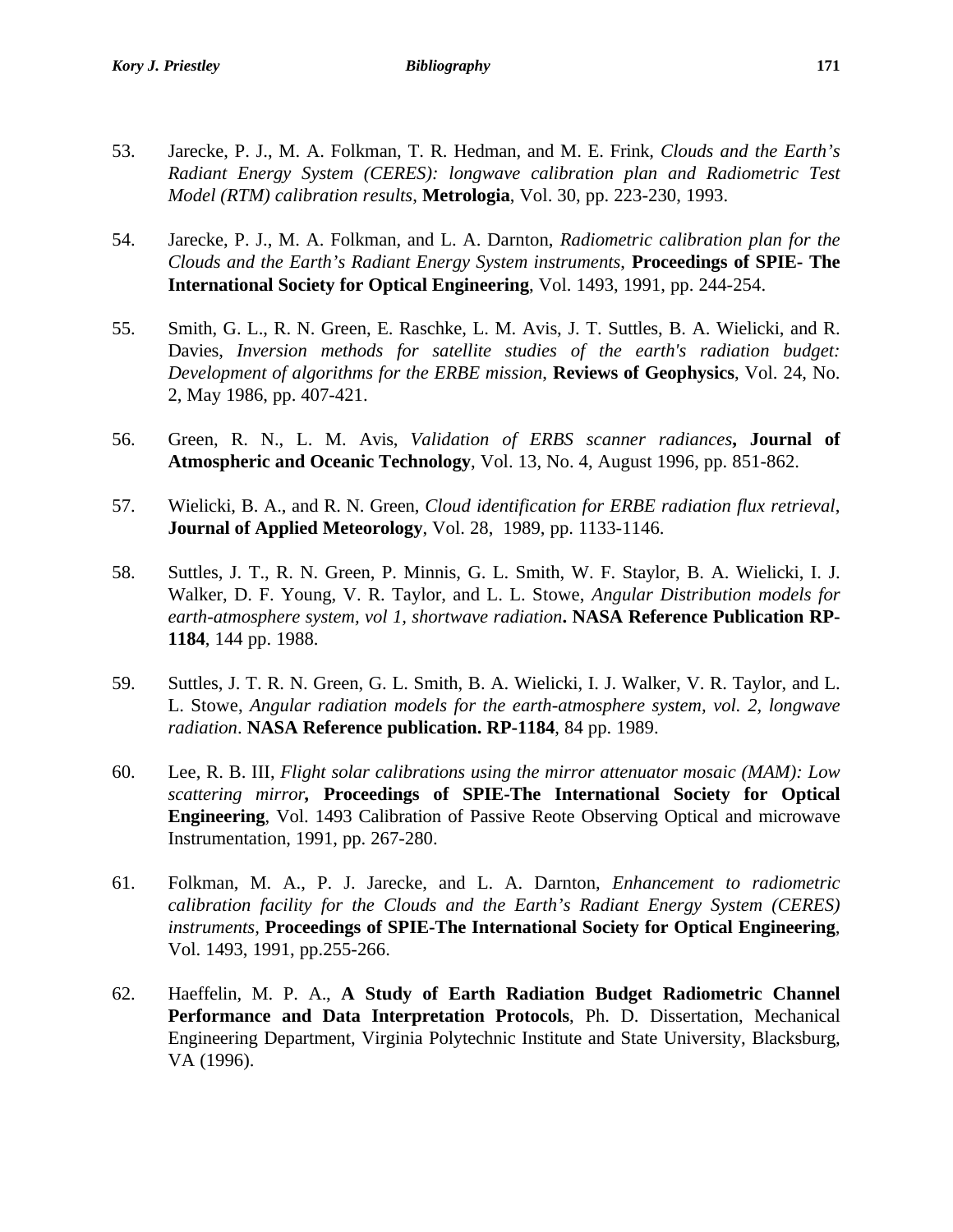53. Jarecke, P. J., M. A. Folkman, T. R. Hedman, and M. E. Frink, *Clouds and the Earth's Radiant Energy System (CERES): longwave calibration plan and Radiometric Test Model (RTM) calibration results*, **Metrologia**, Vol. 30, pp. 223-230, 1993.

54. Jarecke, P. J., M. A. Folkman, and L. A. Darnton, *Radiometric calibration plan for the Clouds and the Earth's Radiant Energy System instruments*, **Proceedings of SPIE- The International Society for Optical Engineering**, Vol. 1493, 1991, pp. 244-254.

55. Smith, G. L., R. N. Green, E. Raschke, L. M. Avis, J. T. Suttles, B. A. Wielicki, and R. Davies, *Inversion methods for satellite studies of the earth's radiation budget: Development of algorithms for the ERBE mission*, **Reviews of Geophysics**, Vol. 24, No. 2, May 1986, pp. 407-421.

56. Green, R. N., L. M. Avis, *Validation of ERBS scanner radiances*, **Journal of Atmospheric and Oceanic Technology**, Vol. 13, No. 4, August 1996, pp. 851-862.

57. Wielicki, B. A., and R. N. Green, *Cloud identification for ERBE radiation flux retrieval*, **Journal of Applied Meteorology**, Vol. 28, 1989, pp. 1133-1146.

58. Suttles, J. T., R. N. Green, P. Minnis, G. L. Smith, W. F. Staylor, B. A. Wielicki, I. J. Walker, D. F. Young, V. R. Taylor, and L. L. Stowe, *Angular Distribution models for earth-atmosphere system, vol 1, shortwave radiation*. **NASA Reference Publication RP-1184**, 144 pp. 1988.

59. Suttles, J. T. R. N. Green, G. L. Smith, B. A. Wielicki, I. J. Walker, V. R. Taylor, and L. L. Stowe, *Angular radiation models for the earth-atmosphere system, vol. 2, longwave radiation*. **NASA Reference publication. RP-1184**, 84 pp. 1989.

60. Lee, R. B. III, *Flight solar calibrations using the mirror attenuator mosaic (MAM): Low scattering mirror*, **Proceedings of SPIE-The International Society for Optical Engineering**, Vol. 1493 Calibration of Passive Reote Observing Optical and microwave Instrumentation, 1991, pp. 267-280.

61. Folkman, M. A., P. J. Jarecke, and L. A. Darnton, *Enhancement to radiometric calibration facility for the Clouds and the Earth's Radiant Energy System (CERES) instruments*, **Proceedings of SPIE-The International Society for Optical Engineering**, Vol. 1493, 1991, pp.255-266.

62. Haeffelin, M. P. A., **A Study of Earth Radiation Budget Radiometric Channel Performance and Data Interpretation Protocols**, Ph. D. Dissertation, Mechanical Engineering Department, Virginia Polytechnic Institute and State University, Blacksburg, VA (1996).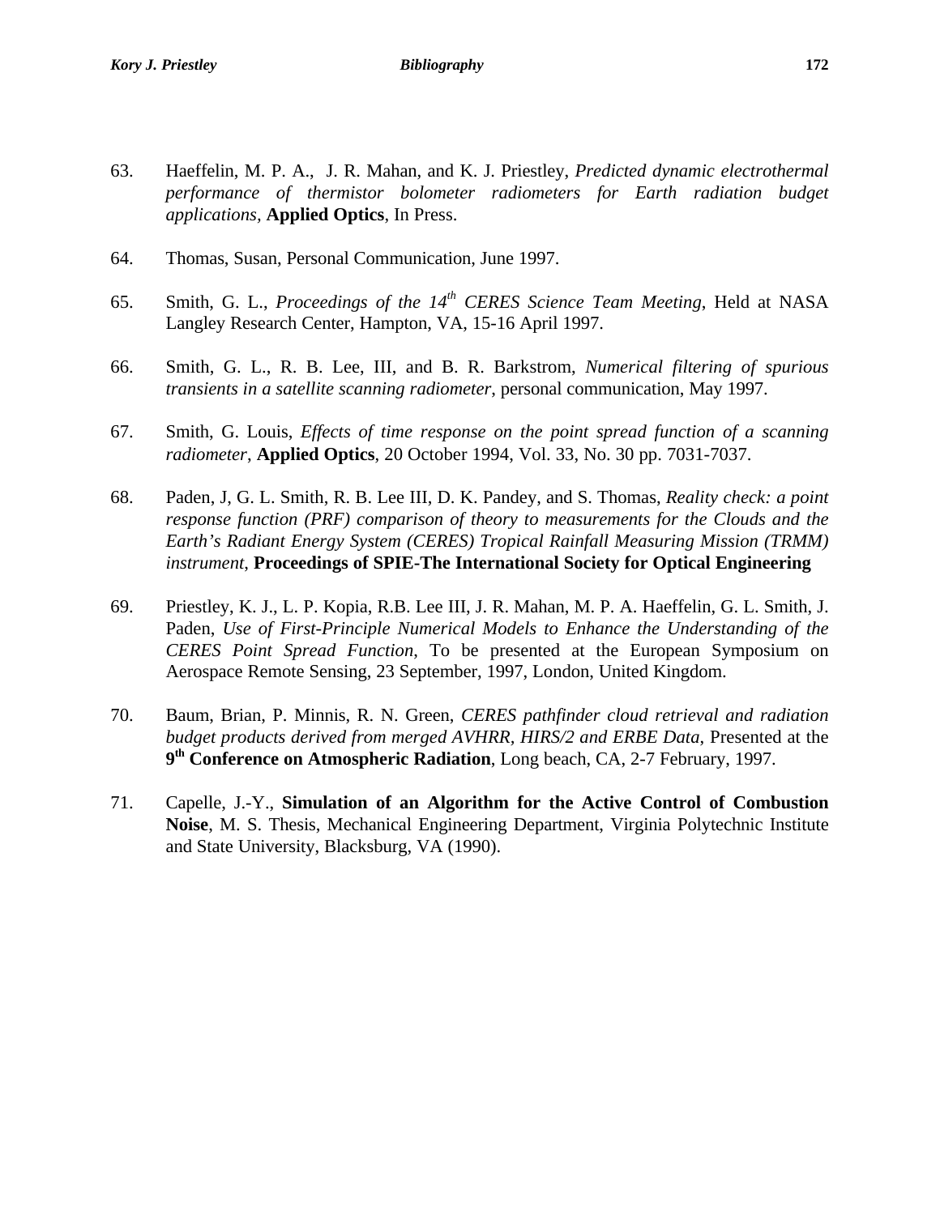63. Haeffelin, M. P. A., J. R. Mahan, and K. J. Priestley, *Predicted dynamic electrothermal performance of thermistor bolometer radiometers for Earth radiation budget applications*, **Applied Optics**, In Press.

64. Thomas, Susan, Personal Communication, June 1997.

65. Smith, G. L., *Proceedings of the 14th CERES Science Team Meeting*, Held at NASA Langley Research Center, Hampton, VA, 15-16 April 1997.

66. Smith, G. L., R. B. Lee, III, and B. R. Barkstrom, *Numerical filtering of spurious transients in a satellite scanning radiometer*, personal communication, May 1997.

67. Smith, G. Louis, *Effects of time response on the point spread function of a scanning radiometer*, **Applied Optics**, 20 October 1994, Vol. 33, No. 30 pp. 7031-7037.

68. Paden, J, G. L. Smith, R. B. Lee III, D. K. Pandey, and S. Thomas, *Reality check: a point response function (PRF) comparison of theory to measurements for the Clouds and the Earth's Radiant Energy System (CERES) Tropical Rainfall Measuring Mission (TRMM) instrument*, **Proceedings of SPIE-The International Society for Optical Engineering**

69. Priestley, K. J., L. P. Kopia, R.B. Lee III, J. R. Mahan, M. P. A. Haeffelin, G. L. Smith, J. Paden, *Use of First-Principle Numerical Models to Enhance the Understanding of the CERES Point Spread Function*, To be presented at the European Symposium on Aerospace Remote Sensing, 23 September, 1997, London, United Kingdom.

70. Baum, Brian, P. Minnis, R. N. Green, *CERES pathfinder cloud retrieval and radiation budget products derived from merged AVHRR, HIRS/2 and ERBE Data*, Presented at the **9th Conference on Atmospheric Radiation**, Long beach, CA, 2-7 February, 1997.

71. Capelle, J.-Y., **Simulation of an Algorithm for the Active Control of Combustion Noise**, M. S. Thesis, Mechanical Engineering Department, Virginia Polytechnic Institute and State University, Blacksburg, VA (1990).